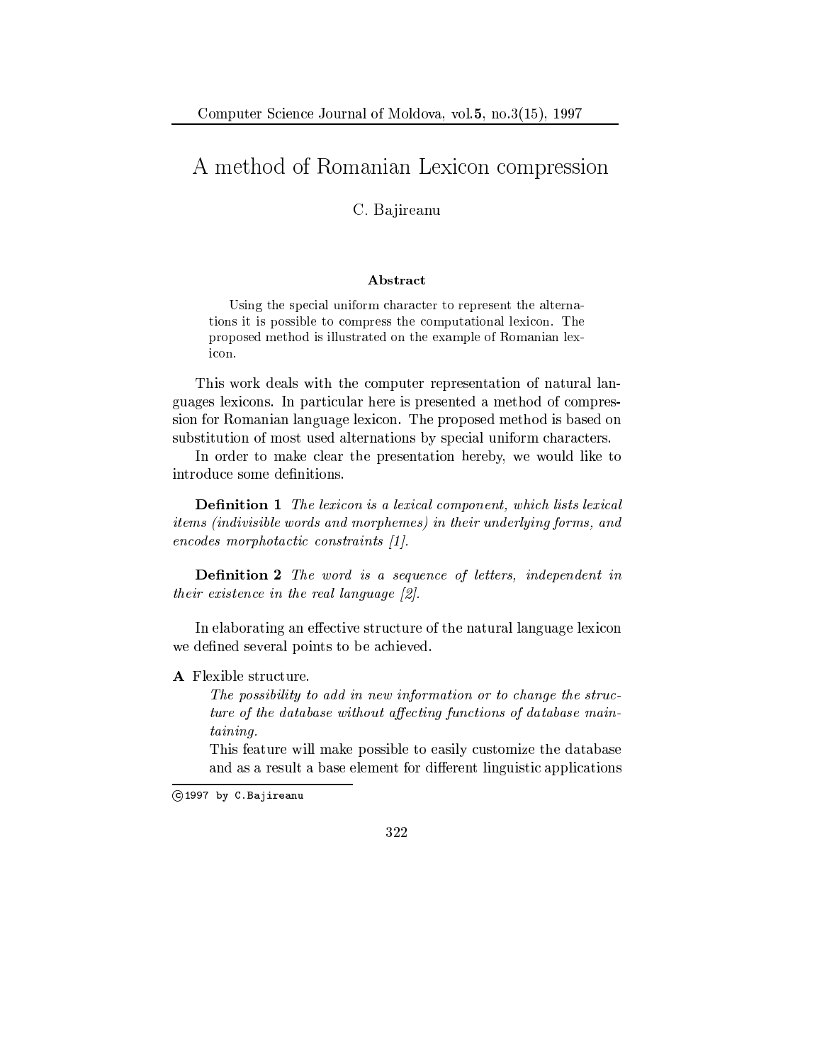# A method of Romanian Lexicon compression

C. Bajireanu

**Abstract**

Using the special uniform character to represent the alternations it is possible to compress the computational lexicon. The proposed method is illustrated on the example of Romanian lexicon.

This work deals with the computer representation of natural languages lexicons. In particular here is presented a method of compression for Romanian language lexicon. The proposed method is based on substitution of most used alternations by special uniform characters.

In order to make clear the presentation hereby, we would like to introduce some definitions.

**Definition 1** *The lexicon is a lexical component, which lists lexical items (indivisible words and morphemes) in their underlying forms, and encodes morphotactic constraints [1].*

**Definition 2** *The word is a sequence of letters, independent in their existence in the real language [2].*

In elaborating an effective structure of the natural language lexicon we defined several points to be achieved.

**A** Flexible structure.

*The possibility to add in new information or to change the structure of the database without affecting functions of database maintaining.*

This feature will make possible to easily customize the database and as a result a base element for different linguistic applications

©1997 by C.Bajireanu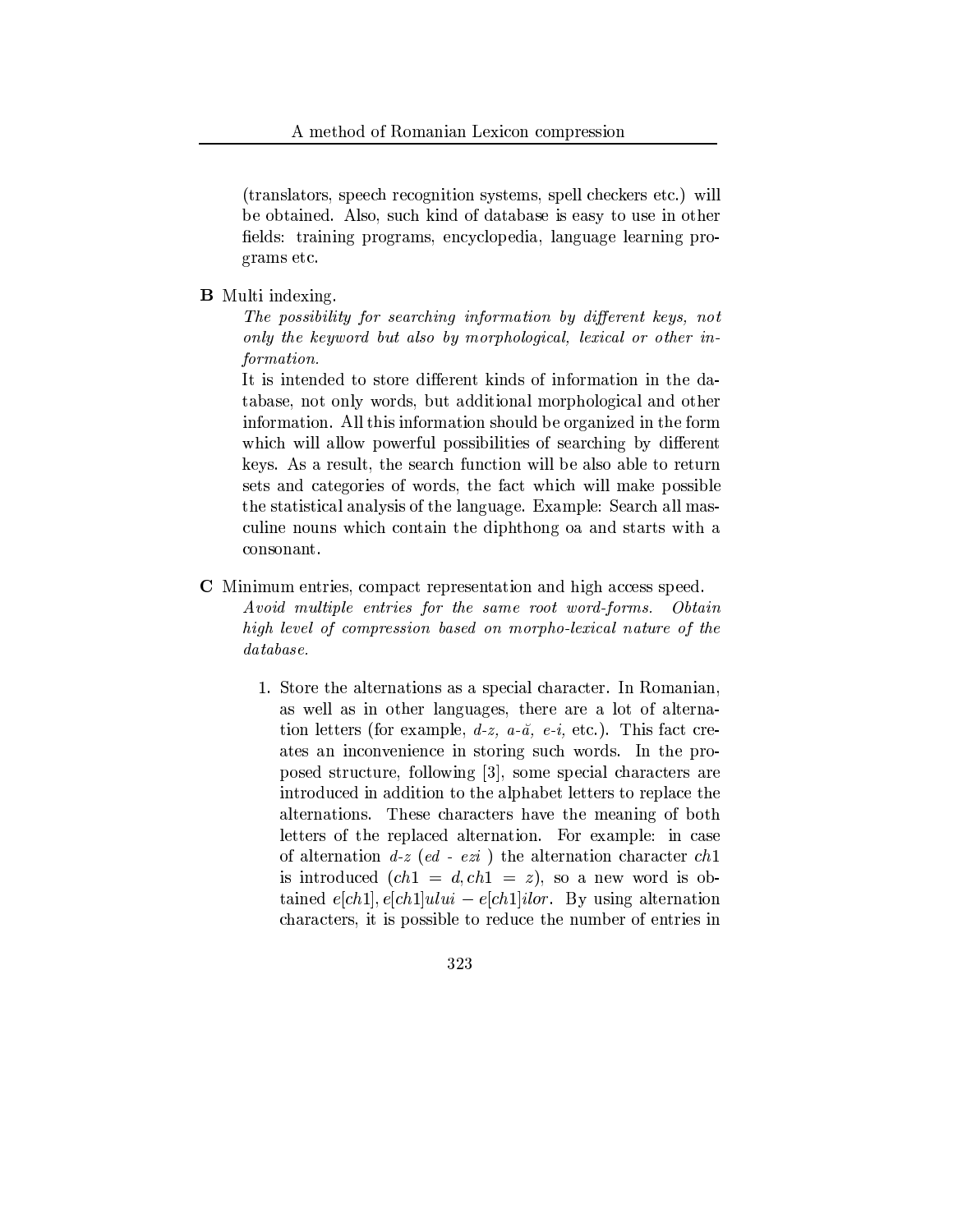(translators, speech recognition systems, spell checkers etc.) will be obtained. Also, such kind of database is easy to use in other fields: training programs, encyclopedia, language learning programs etc.

**B** Multi indexing.

*The possibility for searching information by different keys, not only the keyword but also by morphological, lexical or other information.*

It is intended to store different kinds of information in the database, not only words, but additional morphological and other information. All this information should be organized in the form which will allow powerful possibilities of searching by different keys. As a result, the search function will be also able to return sets and categories of words, the fact which will make possible the statistical analysis of the language. Example: Search all masculine nouns which contain the diphthong oa and starts with a consonant.

**C** Minimum entries, compact representation and high access speed.

*Avoid multiple entries for the same root word-forms. Obtain high level of compression based on morpho-lexical nature of the database.*

1. Store the alternations as a special character. In Romanian, as well as in other languages, there are a lot of alternation letters (for example, *d-z, a-ă, e-i,* etc.). This fact creates an inconvenience in storing such words. In the proposed structure, following [3], some special characters are introduced in addition to the alphabet letters to replace the alternations. These characters have the meaning of both letters of the replaced alternation. For example: in case of alternation *d-z* (*ed - ezi* ) the alternation character $ch1$ is introduced ($ch1 = d, ch1 = z$), so a new word is obtained $e[ch1], e[ch1]ului - e[ch1]ilor$. By using alternation characters, it is possible to reduce the number of entries in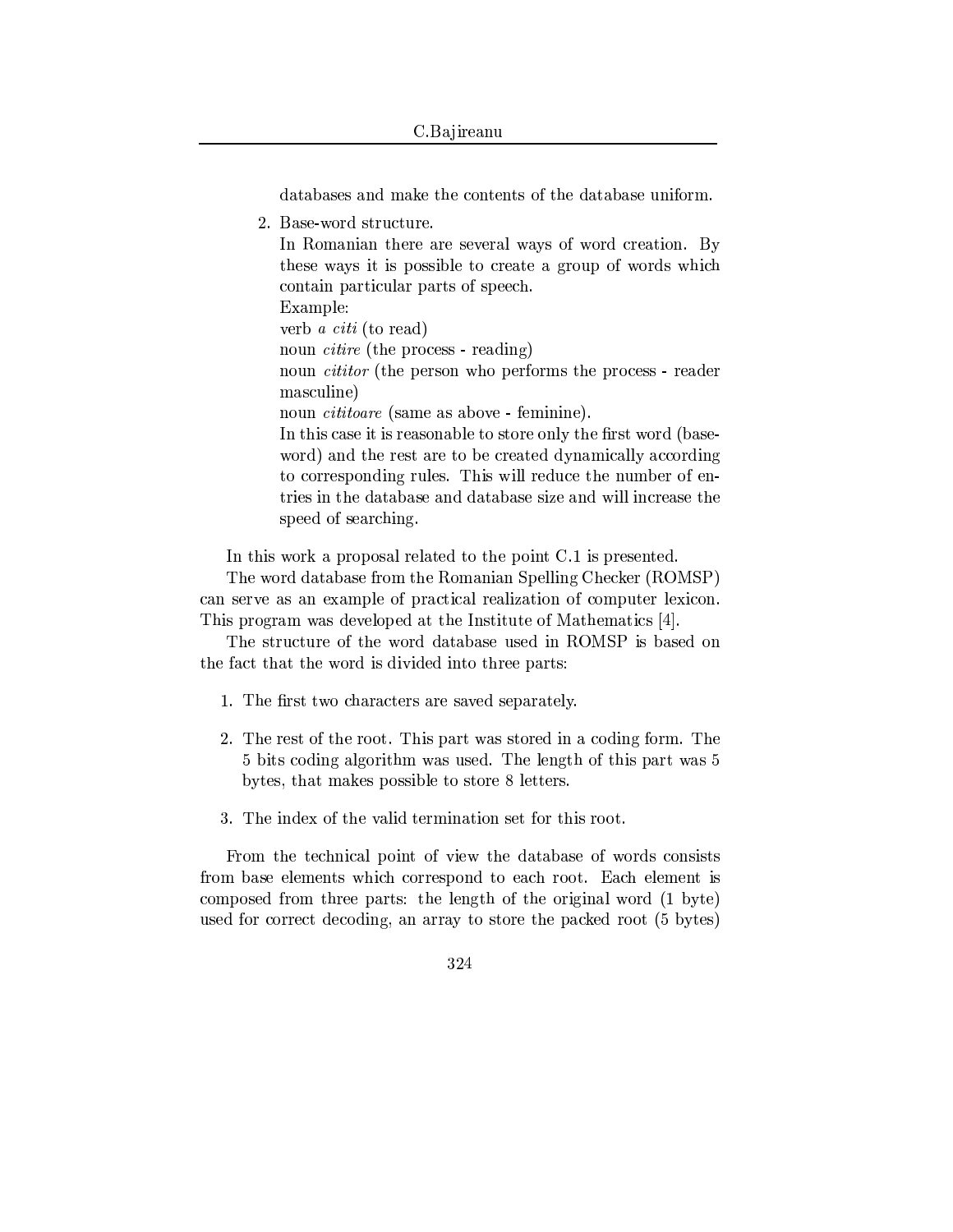databases and make the contents of the database uniform.

2. Base-word structure.
   In Romanian there are several ways of word creation. By these ways it is possible to create a group of words which contain particular parts of speech.
   Example:
   verb *a citi* (to read)
   noun *citire* (the process - reading)
   noun *cititor* (the person who performs the process - reader masculine)
   noun *cititoare* (same as above - feminine).
   In this case it is reasonable to store only the first word (base-word) and the rest are to be created dynamically according to corresponding rules. This will reduce the number of entries in the database and database size and will increase the speed of searching.

In this work a proposal related to the point C.1 is presented.

The word database from the Romanian Spelling Checker (ROMSP) can serve as an example of practical realization of computer lexicon. This program was developed at the Institute of Mathematics [4].

The structure of the word database used in ROMSP is based on the fact that the word is divided into three parts:

1. The first two characters are saved separately.

2. The rest of the root. This part was stored in a coding form. The 5 bits coding algorithm was used. The length of this part was 5 bytes, that makes possible to store 8 letters.

3. The index of the valid termination set for this root.

From the technical point of view the database of words consists from base elements which correspond to each root. Each element is composed from three parts: the length of the original word (1 byte) used for correct decoding, an array to store the packed root (5 bytes)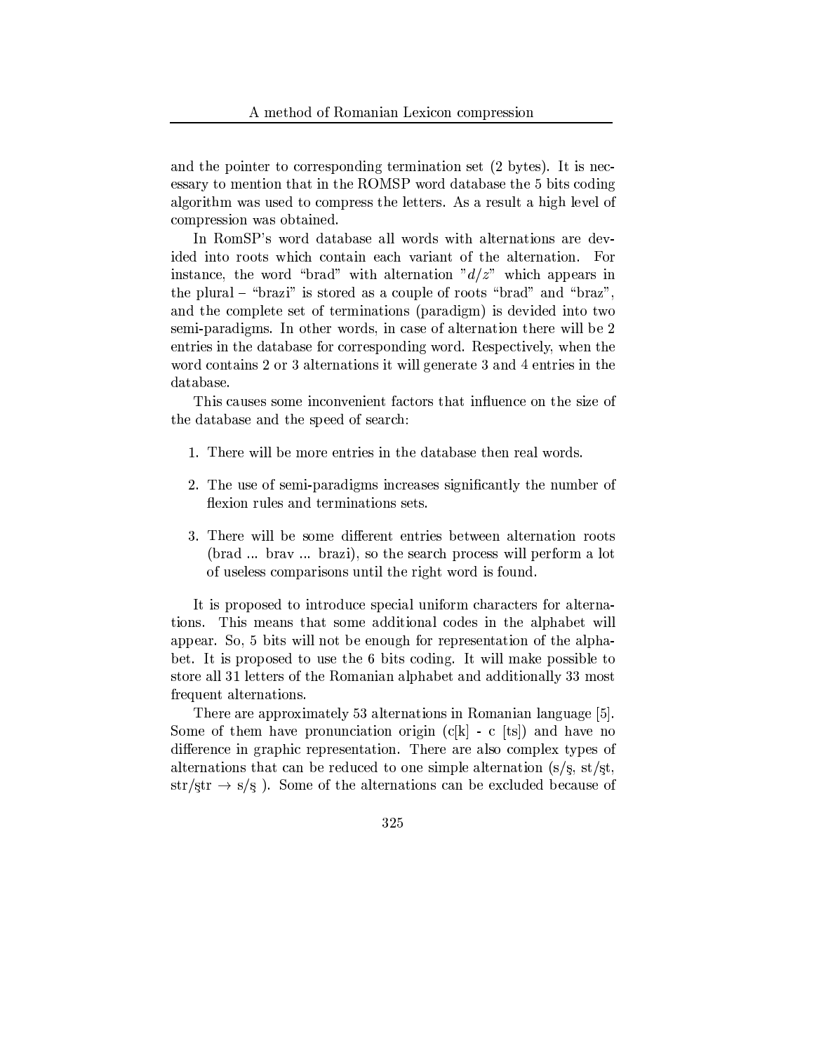and the pointer to corresponding termination set (2 bytes). It is necessary to mention that in the ROMSP word database the 5 bits coding algorithm was used to compress the letters. As a result a high level of compression was obtained.

In RomSP's word database all words with alternations are devided into roots which contain each variant of the alternation. For instance, the word "brad" with alternation "$d/z$" which appears in the plural – "brazi" is stored as a couple of roots "brad" and "braz", and the complete set of terminations (paradigm) is devided into two semi-paradigms. In other words, in case of alternation there will be 2 entries in the database for corresponding word. Respectively, when the word contains 2 or 3 alternations it will generate 3 and 4 entries in the database.

This causes some inconvenient factors that influence on the size of the database and the speed of search:

1. There will be more entries in the database then real words.
2. The use of semi-paradigms increases significantly the number of flexion rules and terminations sets.
3. There will be some different entries between alternation roots (brad ... brav ... brazi), so the search process will perform a lot of useless comparisons until the right word is found.

It is proposed to introduce special uniform characters for alternations. This means that some additional codes in the alphabet will appear. So, 5 bits will not be enough for representation of the alphabet. It is proposed to use the 6 bits coding. It will make possible to store all 31 letters of the Romanian alphabet and additionally 33 most frequent alternations.

There are approximately 53 alternations in Romanian language [5]. Some of them have pronunciation origin (c[k] - c [ts]) and have no difference in graphic representation. There are also complex types of alternations that can be reduced to one simple alternation (s/ş, st/şt, str/ştr $\rightarrow$ s/ş ). Some of the alternations can be excluded because of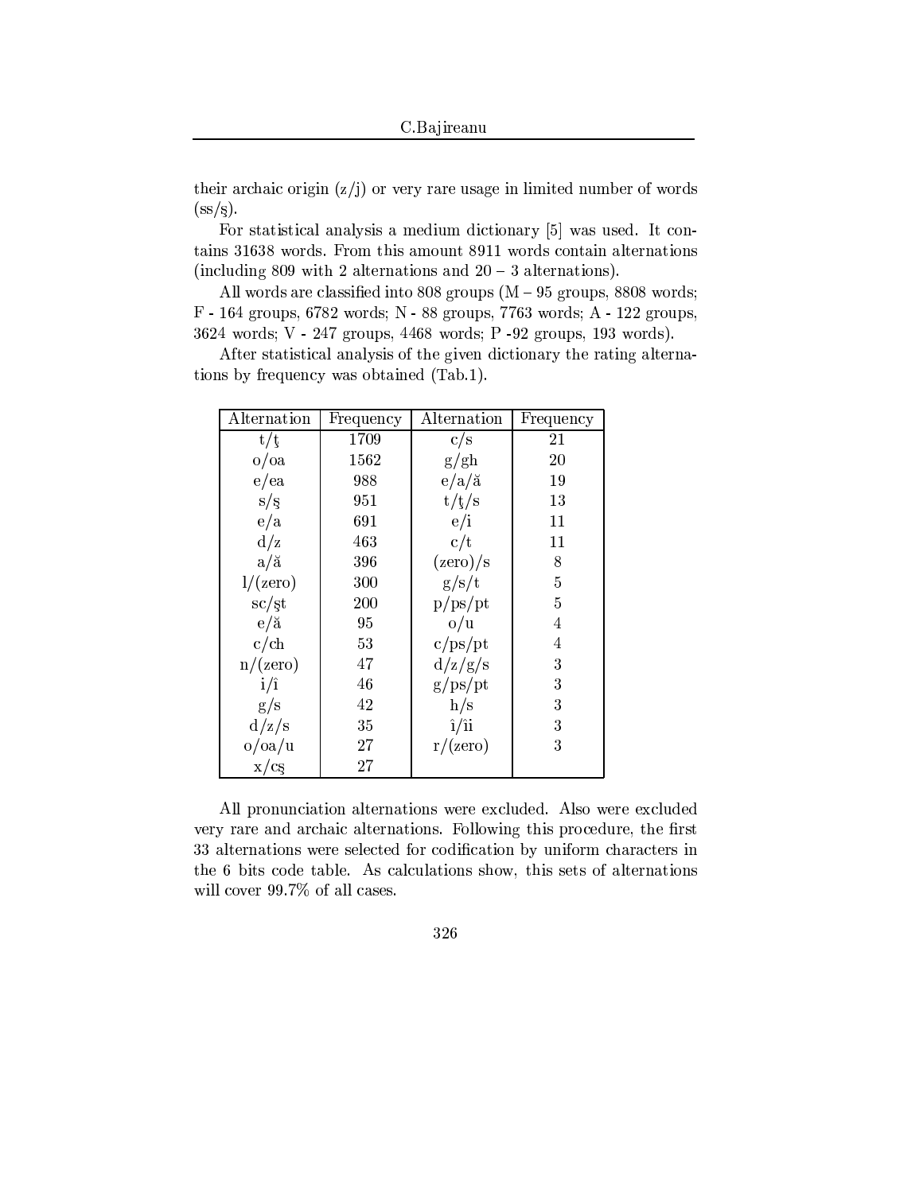their archaic origin (z/j) or very rare usage in limited number of words (ss/ş).

For statistical analysis a medium dictionary [5] was used. It contains 31638 words. From this amount 8911 words contain alternations (including 809 with 2 alternations and 20 – 3 alternations).

All words are classified into 808 groups (M – 95 groups, 8808 words; F - 164 groups, 6782 words; N - 88 groups, 7763 words; A - 122 groups, 3624 words; V - 247 groups, 4468 words; P -92 groups, 193 words).

After statistical analysis of the given dictionary the rating alternations by frequency was obtained (Tab.1).

| Alternation | Frequency | Alternation | Frequency |
|---|---|---|---|
| t/ţ | 1709 | c/s | 21 |
| o/oa | 1562 | g/gh | 20 |
| e/ea | 988 | e/a/ă | 19 |
| s/ş | 951 | t/ţ/s | 13 |
| e/a | 691 | e/i | 11 |
| d/z | 463 | c/t | 11 |
| a/ă | 396 | (zero)/s | 8 |
| l/(zero) | 300 | g/s/t | 5 |
| sc/şt | 200 | p/ps/pt | 5 |
| e/ă | 95 | o/u | 4 |
| c/ch | 53 | c/ps/pt | 4 |
| n/(zero) | 47 | d/z/g/s | 3 |
| i/î | 46 | g/ps/pt | 3 |
| g/s | 42 | h/s | 3 |
| d/z/s | 35 | î/îi | 3 |
| o/oa/u | 27 | r/(zero) | 3 |
| x/cş | 27 | | |

All pronunciation alternations were excluded. Also were excluded very rare and archaic alternations. Following this procedure, the first 33 alternations were selected for codification by uniform characters in the 6 bits code table. As calculations show, this sets of alternations will cover 99.7% of all cases.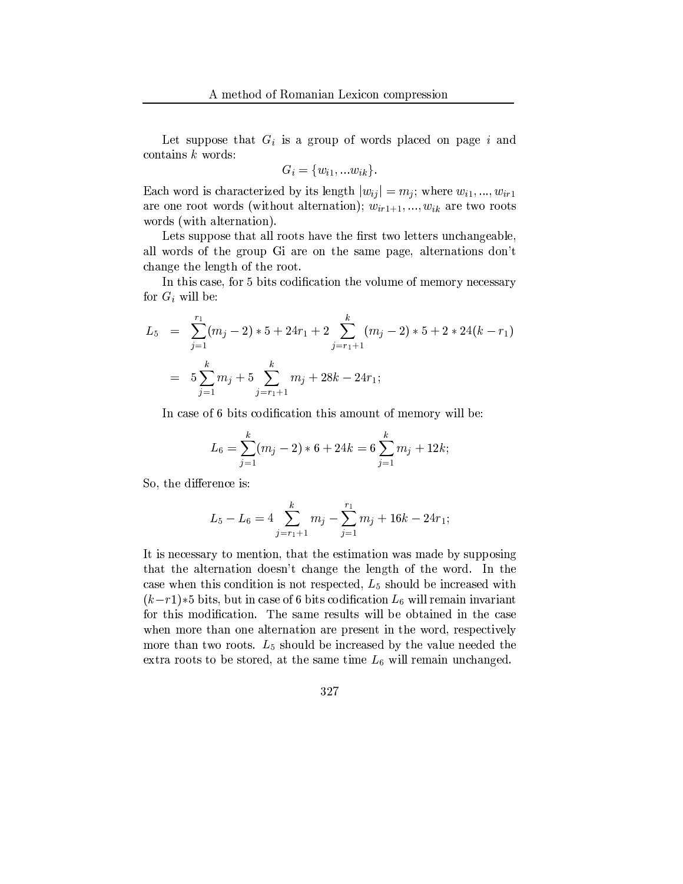Let suppose that $G_i$ is a group of words placed on page $i$ and contains $k$ words:

$$G_i = \{w_{i1}, ...w_{ik}\}.$$

Each word is characterized by its length $|w_{ij}| = m_j$; where $w_{i1}, ..., w_{ir1}$ are one root words (without alternation); $w_{ir1+1}, ..., w_{ik}$ are two roots words (with alternation).

Lets suppose that all roots have the first two letters unchangeable, all words of the group Gi are on the same page, alternations don't change the length of the root.

In this case, for 5 bits codification the volume of memory necessary for $G_i$ will be:

$$\begin{aligned} L_5 &= \sum_{j=1}^{r_1}(m_j - 2) * 5 + 24r_1 + 2\sum_{j=r_1+1}^{k}(m_j - 2) * 5 + 2 * 24(k - r_1) \\ &= 5\sum_{j=1}^{k} m_j + 5\sum_{j=r_1+1}^{k} m_j + 28k - 24r_1; \end{aligned}$$

In case of 6 bits codification this amount of memory will be:

$$L_6 = \sum_{j=1}^{k}(m_j - 2) * 6 + 24k = 6\sum_{j=1}^{k} m_j + 12k;$$

So, the difference is:

$$L_5 - L_6 = 4\sum_{j=r_1+1}^{k} m_j - \sum_{j=1}^{r_1} m_j + 16k - 24r_1;$$

It is necessary to mention, that the estimation was made by supposing that the alternation doesn't change the length of the word. In the case when this condition is not respected, $L_5$ should be increased with $(k-r1)*5$ bits, but in case of 6 bits codification $L_6$ will remain invariant for this modification. The same results will be obtained in the case when more than one alternation are present in the word, respectively more than two roots. $L_5$ should be increased by the value needed the extra roots to be stored, at the same time $L_6$ will remain unchanged.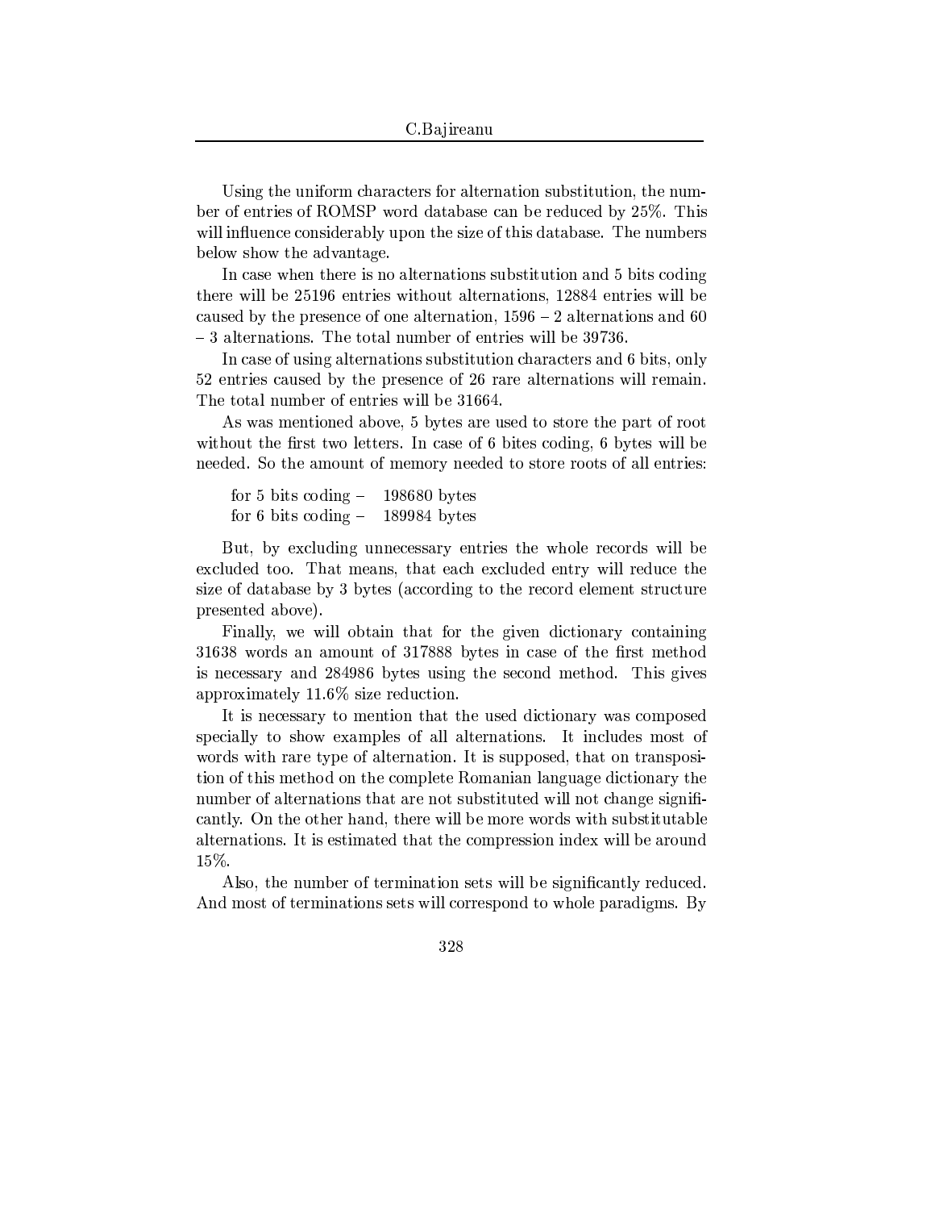Using the uniform characters for alternation substitution, the number of entries of ROMSP word database can be reduced by 25%. This will influence considerably upon the size of this database. The numbers below show the advantage.

In case when there is no alternations substitution and 5 bits coding there will be 25196 entries without alternations, 12884 entries will be caused by the presence of one alternation, 1596 – 2 alternations and 60 – 3 alternations. The total number of entries will be 39736.

In case of using alternations substitution characters and 6 bits, only 52 entries caused by the presence of 26 rare alternations will remain. The total number of entries will be 31664.

As was mentioned above, 5 bytes are used to store the part of root without the first two letters. In case of 6 bites coding, 6 bytes will be needed. So the amount of memory needed to store roots of all entries:

for 5 bits coding – 198680 bytes  
for 6 bits coding – 189984 bytes

But, by excluding unnecessary entries the whole records will be excluded too. That means, that each excluded entry will reduce the size of database by 3 bytes (according to the record element structure presented above).

Finally, we will obtain that for the given dictionary containing 31638 words an amount of 317888 bytes in case of the first method is necessary and 284986 bytes using the second method. This gives approximately 11.6% size reduction.

It is necessary to mention that the used dictionary was composed specially to show examples of all alternations. It includes most of words with rare type of alternation. It is supposed, that on transposition of this method on the complete Romanian language dictionary the number of alternations that are not substituted will not change significantly. On the other hand, there will be more words with substitutable alternations. It is estimated that the compression index will be around 15%.

Also, the number of termination sets will be significantly reduced. And most of terminations sets will correspond to whole paradigms. By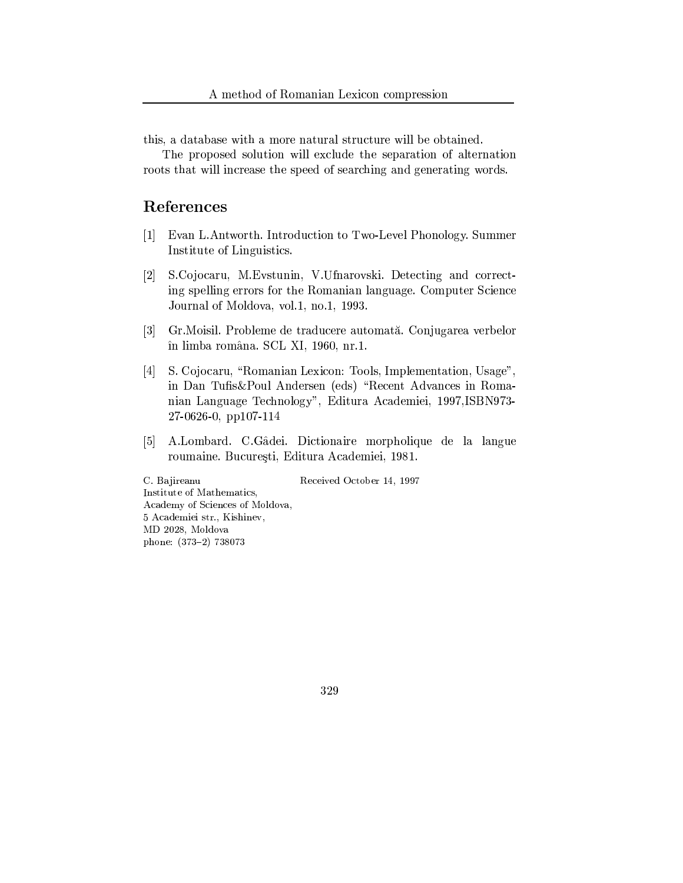this, a database with a more natural structure will be obtained.

The proposed solution will exclude the separation of alternation roots that will increase the speed of searching and generating words.

## References

[1] Evan L.Antworth. Introduction to Two-Level Phonology. Summer Institute of Linguistics.

[2] S.Cojocaru, M.Evstunin, V.Ufnarovski. Detecting and correcting spelling errors for the Romanian language. Computer Science Journal of Moldova, vol.1, no.1, 1993.

[3] Gr.Moisil. Probleme de traducere automată. Conjugarea verbelor în limba româna. SCL XI, 1960, nr.1.

[4] S. Cojocaru, "Romanian Lexicon: Tools, Implementation, Usage", in Dan Tufis&Poul Andersen (eds) "Recent Advances in Romanian Language Technology", Editura Academiei, 1997,ISBN973-27-0626-0, pp107-114

[5] A.Lombard. C.Gâdei. Dictionaire morpholique de la langue roumaine. Bucureşti, Editura Academiei, 1981.

C. Bajireanu
Institute of Mathematics,
Academy of Sciences of Moldova,
5 Academiei str., Kishinev,
MD 2028, Moldova
phone: (373–2) 738073

Received October 14, 1997